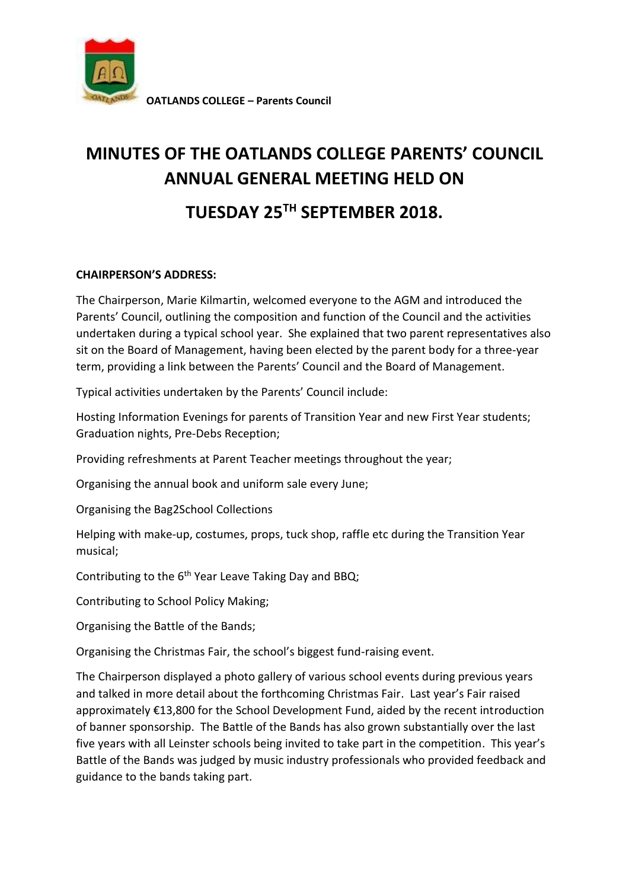**OATLANDS COLLEGE – Parents Council**

# MINUTES OF THE OATLANDS COLLEGE PARENTS' COUNCIL ANNUAL GENERAL MEETING HELD ON

# TUESDAY 25TH SEPTEMBER 2018.

**CHAIRPERSON'S ADDRESS:**

The Chairperson, Marie Kilmartin, welcomed everyone to the AGM and introduced the Parents' Council, outlining the composition and function of the Council and the activities undertaken during a typical school year. She explained that two parent representatives also sit on the Board of Management, having been elected by the parent body for a three-year term, providing a link between the Parents' Council and the Board of Management.

Typical activities undertaken by the Parents' Council include:

Hosting Information Evenings for parents of Transition Year and new First Year students; Graduation nights, Pre-Debs Reception;

Providing refreshments at Parent Teacher meetings throughout the year;

Organising the annual book and uniform sale every June;

Organising the Bag2School Collections

Helping with make-up, costumes, props, tuck shop, raffle etc during the Transition Year musical;

Contributing to the 6th Year Leave Taking Day and BBQ;

Contributing to School Policy Making;

Organising the Battle of the Bands;

Organising the Christmas Fair, the school's biggest fund-raising event.

The Chairperson displayed a photo gallery of various school events during previous years and talked in more detail about the forthcoming Christmas Fair. Last year's Fair raised approximately €13,800 for the School Development Fund, aided by the recent introduction of banner sponsorship. The Battle of the Bands has also grown substantially over the last five years with all Leinster schools being invited to take part in the competition. This year's Battle of the Bands was judged by music industry professionals who provided feedback and guidance to the bands taking part.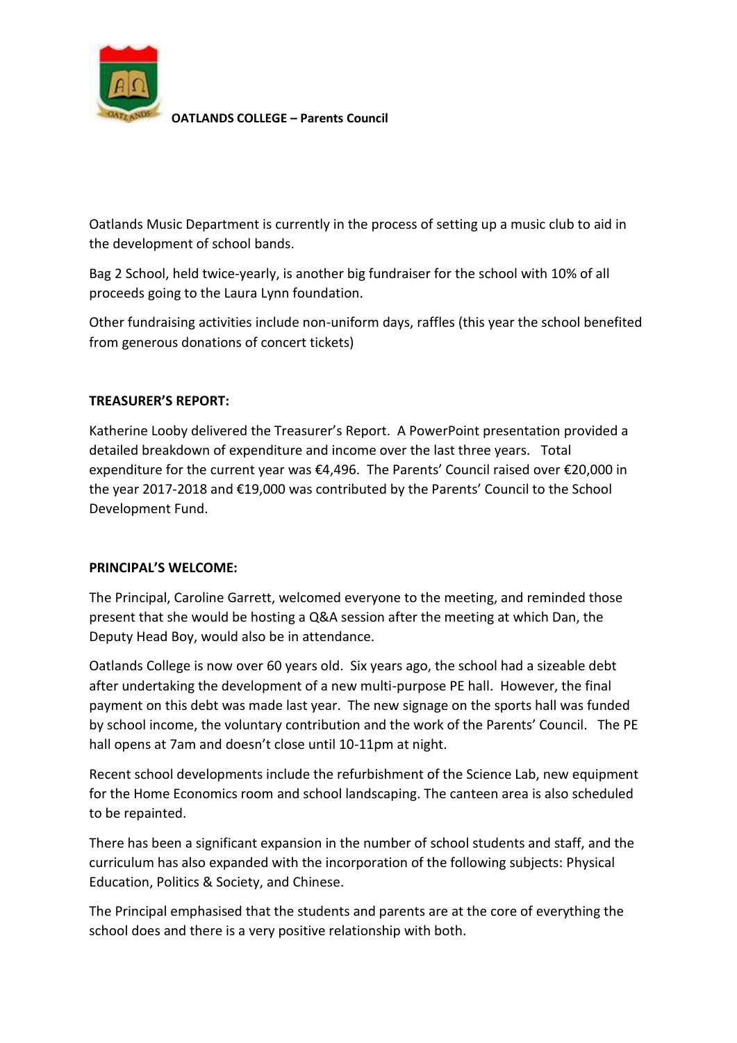**OATLANDS COLLEGE – Parents Council**

Oatlands Music Department is currently in the process of setting up a music club to aid in the development of school bands.

Bag 2 School, held twice-yearly, is another big fundraiser for the school with 10% of all proceeds going to the Laura Lynn foundation.

Other fundraising activities include non-uniform days, raffles (this year the school benefited from generous donations of concert tickets)

**TREASURER'S REPORT:**

Katherine Looby delivered the Treasurer's Report. A PowerPoint presentation provided a detailed breakdown of expenditure and income over the last three years. Total expenditure for the current year was €4,496. The Parents' Council raised over €20,000 in the year 2017-2018 and €19,000 was contributed by the Parents' Council to the School Development Fund.

**PRINCIPAL'S WELCOME:**

The Principal, Caroline Garrett, welcomed everyone to the meeting, and reminded those present that she would be hosting a Q&A session after the meeting at which Dan, the Deputy Head Boy, would also be in attendance.

Oatlands College is now over 60 years old. Six years ago, the school had a sizeable debt after undertaking the development of a new multi-purpose PE hall. However, the final payment on this debt was made last year. The new signage on the sports hall was funded by school income, the voluntary contribution and the work of the Parents' Council. The PE hall opens at 7am and doesn't close until 10-11pm at night.

Recent school developments include the refurbishment of the Science Lab, new equipment for the Home Economics room and school landscaping. The canteen area is also scheduled to be repainted.

There has been a significant expansion in the number of school students and staff, and the curriculum has also expanded with the incorporation of the following subjects: Physical Education, Politics & Society, and Chinese.

The Principal emphasised that the students and parents are at the core of everything the school does and there is a very positive relationship with both.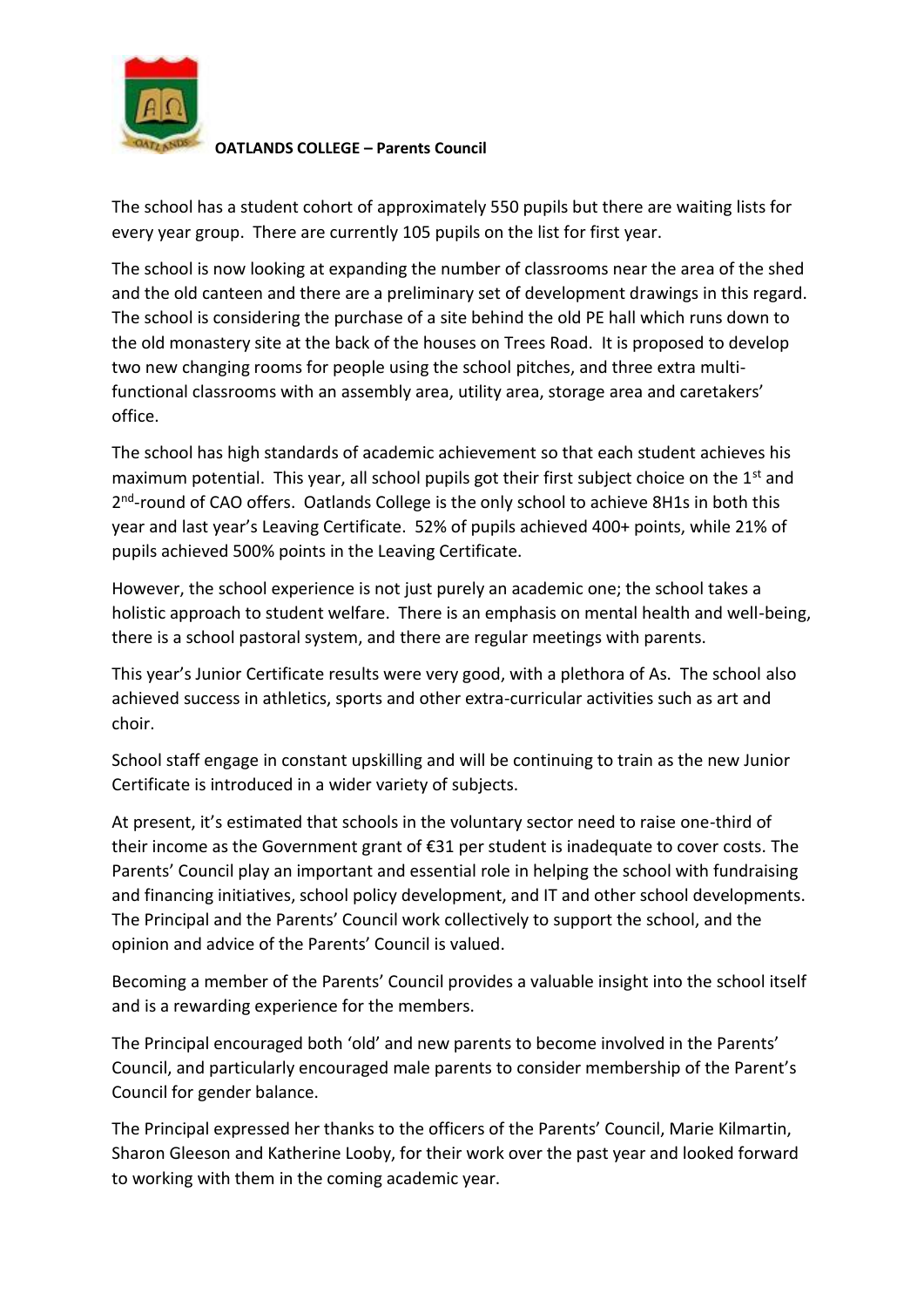**OATLANDS COLLEGE – Parents Council**

The school has a student cohort of approximately 550 pupils but there are waiting lists for every year group. There are currently 105 pupils on the list for first year.

The school is now looking at expanding the number of classrooms near the area of the shed and the old canteen and there are a preliminary set of development drawings in this regard. The school is considering the purchase of a site behind the old PE hall which runs down to the old monastery site at the back of the houses on Trees Road. It is proposed to develop two new changing rooms for people using the school pitches, and three extra multi-functional classrooms with an assembly area, utility area, storage area and caretakers' office.

The school has high standards of academic achievement so that each student achieves his maximum potential. This year, all school pupils got their first subject choice on the 1st and 2nd-round of CAO offers. Oatlands College is the only school to achieve 8H1s in both this year and last year's Leaving Certificate. 52% of pupils achieved 400+ points, while 21% of pupils achieved 500% points in the Leaving Certificate.

However, the school experience is not just purely an academic one; the school takes a holistic approach to student welfare. There is an emphasis on mental health and well-being, there is a school pastoral system, and there are regular meetings with parents.

This year's Junior Certificate results were very good, with a plethora of As. The school also achieved success in athletics, sports and other extra-curricular activities such as art and choir.

School staff engage in constant upskilling and will be continuing to train as the new Junior Certificate is introduced in a wider variety of subjects.

At present, it's estimated that schools in the voluntary sector need to raise one-third of their income as the Government grant of €31 per student is inadequate to cover costs. The Parents' Council play an important and essential role in helping the school with fundraising and financing initiatives, school policy development, and IT and other school developments. The Principal and the Parents' Council work collectively to support the school, and the opinion and advice of the Parents' Council is valued.

Becoming a member of the Parents' Council provides a valuable insight into the school itself and is a rewarding experience for the members.

The Principal encouraged both 'old' and new parents to become involved in the Parents' Council, and particularly encouraged male parents to consider membership of the Parent's Council for gender balance.

The Principal expressed her thanks to the officers of the Parents' Council, Marie Kilmartin, Sharon Gleeson and Katherine Looby, for their work over the past year and looked forward to working with them in the coming academic year.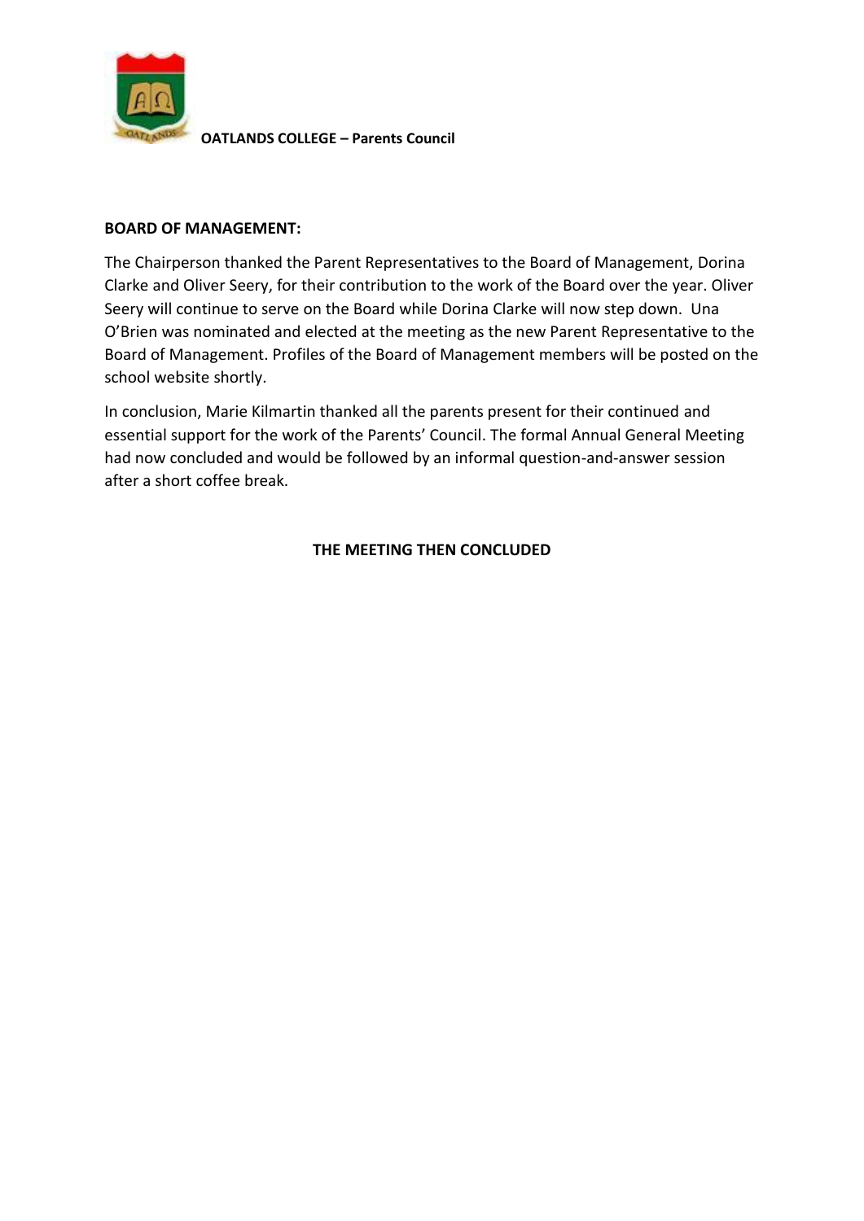**OATLANDS COLLEGE – Parents Council**

**BOARD OF MANAGEMENT:**

The Chairperson thanked the Parent Representatives to the Board of Management, Dorina Clarke and Oliver Seery, for their contribution to the work of the Board over the year. Oliver Seery will continue to serve on the Board while Dorina Clarke will now step down. Una O'Brien was nominated and elected at the meeting as the new Parent Representative to the Board of Management. Profiles of the Board of Management members will be posted on the school website shortly.

In conclusion, Marie Kilmartin thanked all the parents present for their continued and essential support for the work of the Parents' Council. The formal Annual General Meeting had now concluded and would be followed by an informal question-and-answer session after a short coffee break.

**THE MEETING THEN CONCLUDED**